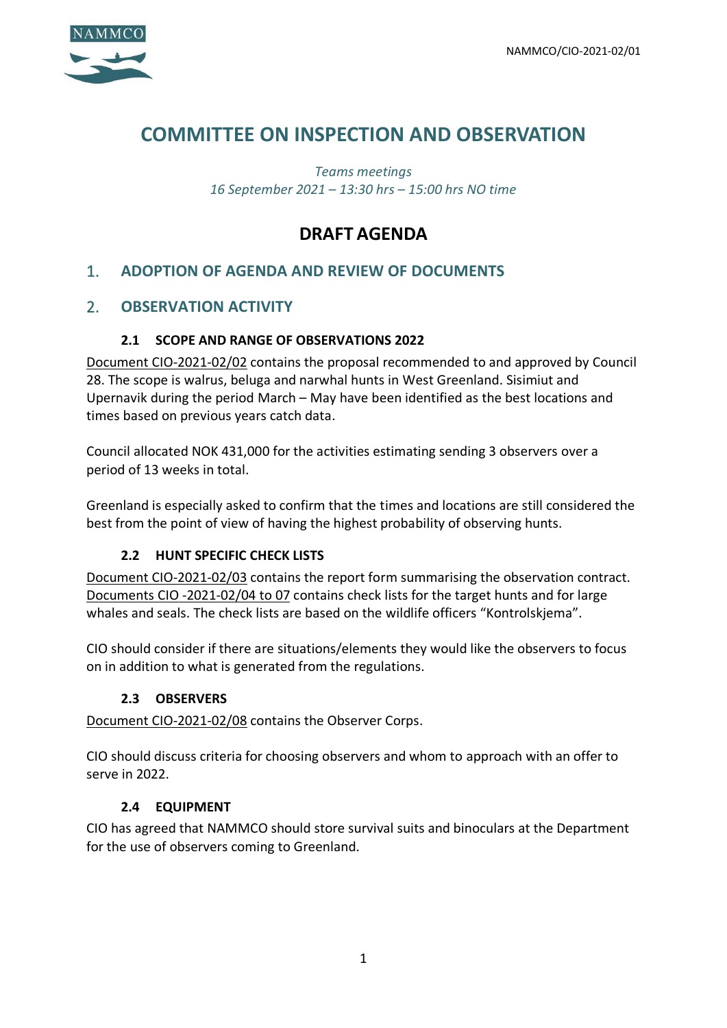NAMMCO/CIO-2021-02/01

# COMMITTEE ON INSPECTION AND OBSERVATION

*Teams meetings*
*16 September 2021 – 13:30 hrs – 15:00 hrs NO time*

## DRAFT AGENDA

## 1. ADOPTION OF AGENDA AND REVIEW OF DOCUMENTS

## 2. OBSERVATION ACTIVITY

### 2.1 SCOPE AND RANGE OF OBSERVATIONS 2022

Document CIO-2021-02/02 contains the proposal recommended to and approved by Council 28. The scope is walrus, beluga and narwhal hunts in West Greenland. Sisimiut and Upernavik during the period March – May have been identified as the best locations and times based on previous years catch data.

Council allocated NOK 431,000 for the activities estimating sending 3 observers over a period of 13 weeks in total.

Greenland is especially asked to confirm that the times and locations are still considered the best from the point of view of having the highest probability of observing hunts.

### 2.2 HUNT SPECIFIC CHECK LISTS

Document CIO-2021-02/03 contains the report form summarising the observation contract. Documents CIO -2021-02/04 to 07 contains check lists for the target hunts and for large whales and seals. The check lists are based on the wildlife officers "Kontrolskjema".

CIO should consider if there are situations/elements they would like the observers to focus on in addition to what is generated from the regulations.

### 2.3 OBSERVERS

Document CIO-2021-02/08 contains the Observer Corps.

CIO should discuss criteria for choosing observers and whom to approach with an offer to serve in 2022.

### 2.4 EQUIPMENT

CIO has agreed that NAMMCO should store survival suits and binoculars at the Department for the use of observers coming to Greenland.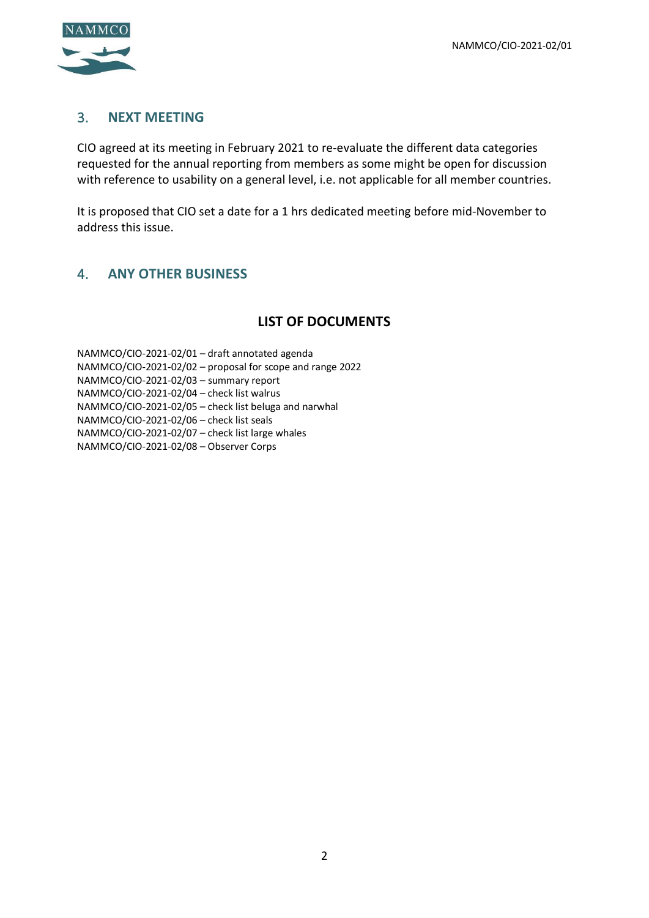## 3. NEXT MEETING

CIO agreed at its meeting in February 2021 to re-evaluate the different data categories requested for the annual reporting from members as some might be open for discussion with reference to usability on a general level, i.e. not applicable for all member countries.

It is proposed that CIO set a date for a 1 hrs dedicated meeting before mid-November to address this issue.

## 4. ANY OTHER BUSINESS

## LIST OF DOCUMENTS

NAMMCO/CIO-2021-02/01 – draft annotated agenda
NAMMCO/CIO-2021-02/02 – proposal for scope and range 2022
NAMMCO/CIO-2021-02/03 – summary report
NAMMCO/CIO-2021-02/04 – check list walrus
NAMMCO/CIO-2021-02/05 – check list beluga and narwhal
NAMMCO/CIO-2021-02/06 – check list seals
NAMMCO/CIO-2021-02/07 – check list large whales
NAMMCO/CIO-2021-02/08 – Observer Corps